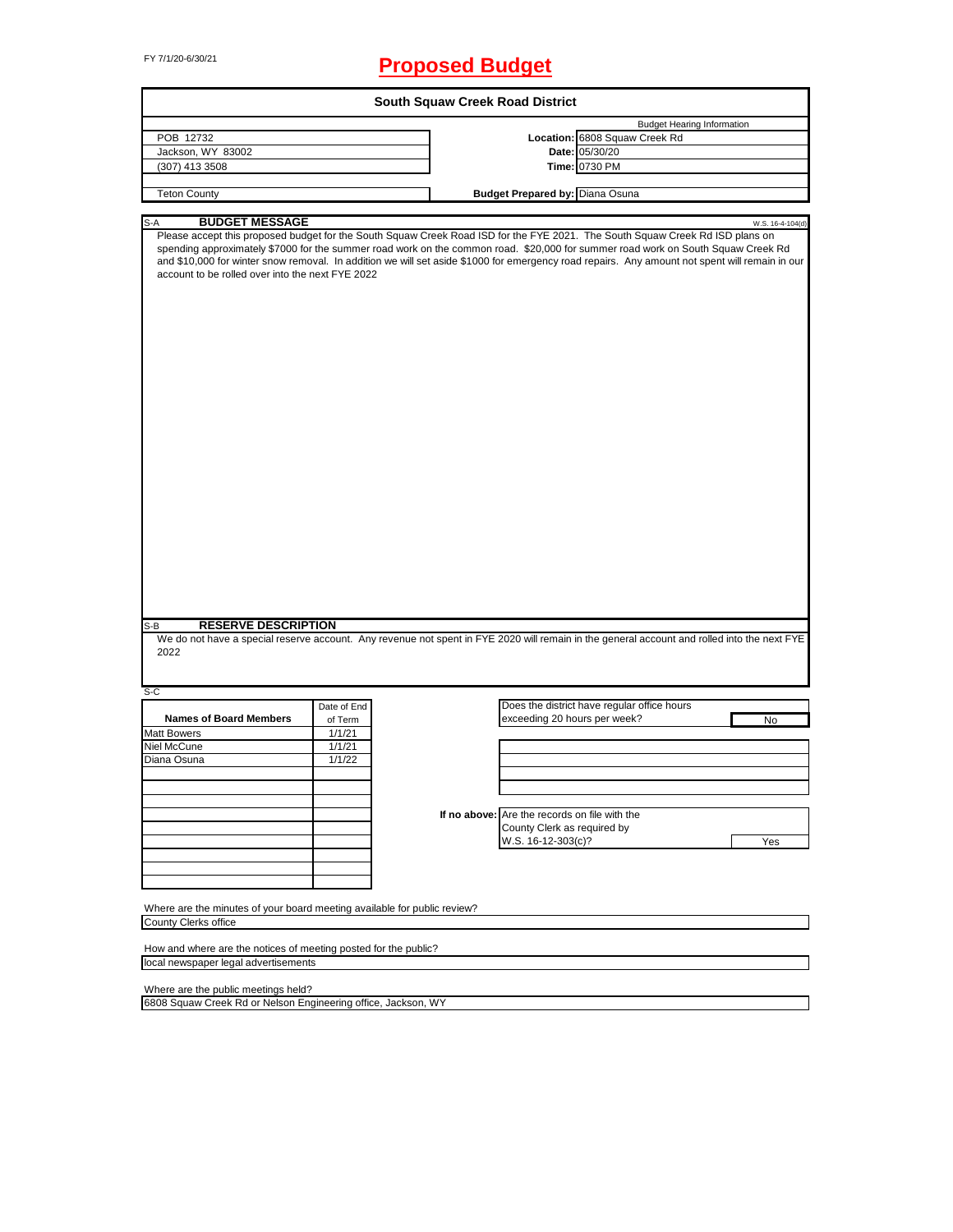FY 7/1/20-6/30/21

# Proposed Budget

## South Squaw Creek Road District

| | | |
|---|---|---|
| POB 12732 | | Budget Hearing Information |
| Jackson, WY 83002 | **Location:** | 6808 Squaw Creek Rd |
| (307) 413 3508 | **Date:** | 05/30/20 |
| | **Time:** | 0730 PM |
| Teton County | **Budget Prepared by:** | Diana Osuna |

S-A **BUDGET MESSAGE** W.S. 16-4-104(d)

Please accept this proposed budget for the South Squaw Creek Road ISD for the FYE 2021. The South Squaw Creek Rd ISD plans on spending approximately $7000 for the summer road work on the common road. $20,000 for summer road work on South Squaw Creek Rd and $10,000 for winter snow removal. In addition we will set aside $1000 for emergency road repairs. Any amount not spent will remain in our account to be rolled over into the next FYE 2022

S-B **RESERVE DESCRIPTION**

We do not have a special reserve account. Any revenue not spent in FYE 2020 will remain in the general account and rolled into the next FYE 2022

S-C

| Names of Board Members | Date of End of Term |
|---|---|
| Matt Bowers | 1/1/21 |
| Niel McCune | 1/1/21 |
| Diana Osuna | 1/1/22 |

Does the district have regular office hours exceeding 20 hours per week? No

If no above: Are the records on file with the County Clerk as required by W.S. 16-12-303(c)? Yes

Where are the minutes of your board meeting available for public review?
County Clerks office

How and where are the notices of meeting posted for the public?
local newspaper legal advertisements

Where are the public meetings held?
6808 Squaw Creek Rd or Nelson Engineering office, Jackson, WY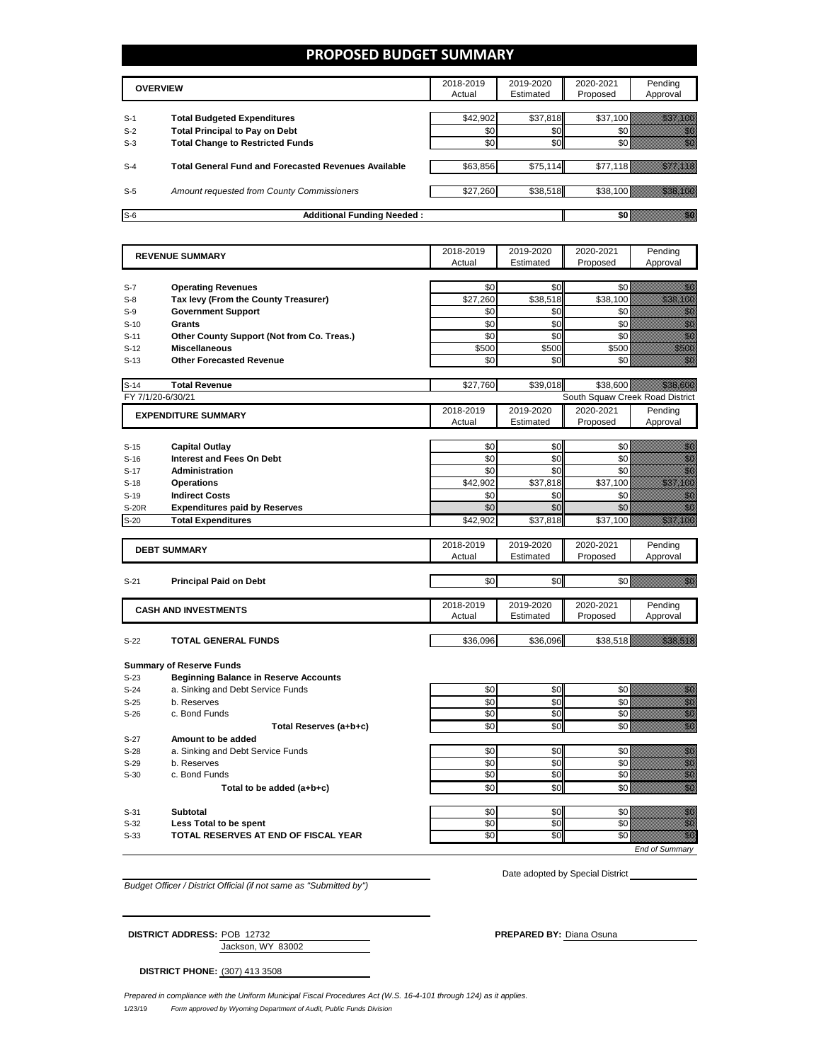# PROPOSED BUDGET SUMMARY

| | OVERVIEW | 2018-2019 Actual | 2019-2020 Estimated | 2020-2021 Proposed | Pending Approval |
|---|---|---|---|---|---|
| S-1 | **Total Budgeted Expenditures** | $42,902 | $37,818 | $37,100 | $37,100 |
| S-2 | **Total Principal to Pay on Debt** | $0 | $0 | $0 | $0 |
| S-3 | **Total Change to Restricted Funds** | $0 | $0 | $0 | $0 |
| S-4 | **Total General Fund and Forecasted Revenues Available** | $63,856 | $75,114 | $77,118 | $77,118 |
| S-5 | *Amount requested from County Commissioners* | $27,260 | $38,518 | $38,100 | $38,100 |
| S-6 | **Additional Funding Needed :** | | | $0 | $0 |

| | REVENUE SUMMARY | 2018-2019 Actual | 2019-2020 Estimated | 2020-2021 Proposed | Pending Approval |
|---|---|---|---|---|---|
| S-7 | **Operating Revenues** | $0 | $0 | $0 | $0 |
| S-8 | **Tax levy (From the County Treasurer)** | $27,260 | $38,518 | $38,100 | $38,100 |
| S-9 | **Government Support** | $0 | $0 | $0 | $0 |
| S-10 | **Grants** | $0 | $0 | $0 | $0 |
| S-11 | **Other County Support (Not from Co. Treas.)** | $0 | $0 | $0 | $0 |
| S-12 | **Miscellaneous** | $500 | $500 | $500 | $500 |
| S-13 | **Other Forecasted Revenue** | $0 | $0 | $0 | $0 |
| S-14 | **Total Revenue** | $27,760 | $39,018 | $38,600 | $38,600 |

FY 7/1/20-6/30/21 — South Squaw Creek Road District

| | EXPENDITURE SUMMARY | 2018-2019 Actual | 2019-2020 Estimated | 2020-2021 Proposed | Pending Approval |
|---|---|---|---|---|---|
| S-15 | **Capital Outlay** | $0 | $0 | $0 | $0 |
| S-16 | **Interest and Fees On Debt** | $0 | $0 | $0 | $0 |
| S-17 | **Administration** | $0 | $0 | $0 | $0 |
| S-18 | **Operations** | $42,902 | $37,818 | $37,100 | $37,100 |
| S-19 | **Indirect Costs** | $0 | $0 | $0 | $0 |
| S-20R | **Expenditures paid by Reserves** | $0 | $0 | $0 | $0 |
| S-20 | **Total Expenditures** | $42,902 | $37,818 | $37,100 | $37,100 |

| | DEBT SUMMARY | 2018-2019 Actual | 2019-2020 Estimated | 2020-2021 Proposed | Pending Approval |
|---|---|---|---|---|---|
| S-21 | **Principal Paid on Debt** | $0 | $0 | $0 | $0 |

| | CASH AND INVESTMENTS | 2018-2019 Actual | 2019-2020 Estimated | 2020-2021 Proposed | Pending Approval |
|---|---|---|---|---|---|
| S-22 | **TOTAL GENERAL FUNDS** | $36,096 | $36,096 | $38,518 | $38,518 |

**Summary of Reserve Funds**

| | | 2018-2019 Actual | 2019-2020 Estimated | 2020-2021 Proposed | Pending Approval |
|---|---|---|---|---|---|
| S-23 | **Beginning Balance in Reserve Accounts** | | | | |
| S-24 | a. Sinking and Debt Service Funds | $0 | $0 | $0 | $0 |
| S-25 | b. Reserves | $0 | $0 | $0 | $0 |
| S-26 | c. Bond Funds | $0 | $0 | $0 | $0 |
| | **Total Reserves (a+b+c)** | $0 | $0 | $0 | $0 |
| S-27 | **Amount to be added** | | | | |
| S-28 | a. Sinking and Debt Service Funds | $0 | $0 | $0 | $0 |
| S-29 | b. Reserves | $0 | $0 | $0 | $0 |
| S-30 | c. Bond Funds | $0 | $0 | $0 | $0 |
| | **Total to be added (a+b+c)** | $0 | $0 | $0 | $0 |
| S-31 | **Subtotal** | $0 | $0 | $0 | $0 |
| S-32 | **Less Total to be spent** | $0 | $0 | $0 | $0 |
| S-33 | **TOTAL RESERVES AT END OF FISCAL YEAR** | $0 | $0 | $0 | $0 |

*End of Summary*

*Budget Officer / District Official (if not same as "Submitted by")*

Date adopted by Special District

**DISTRICT ADDRESS:** POB 12732
Jackson, WY 83002

**PREPARED BY:** Diana Osuna

**DISTRICT PHONE:** (307) 413 3508

*Prepared in compliance with the Uniform Municipal Fiscal Procedures Act (W.S. 16-4-101 through 124) as it applies.*

1/23/19 *Form approved by Wyoming Department of Audit, Public Funds Division*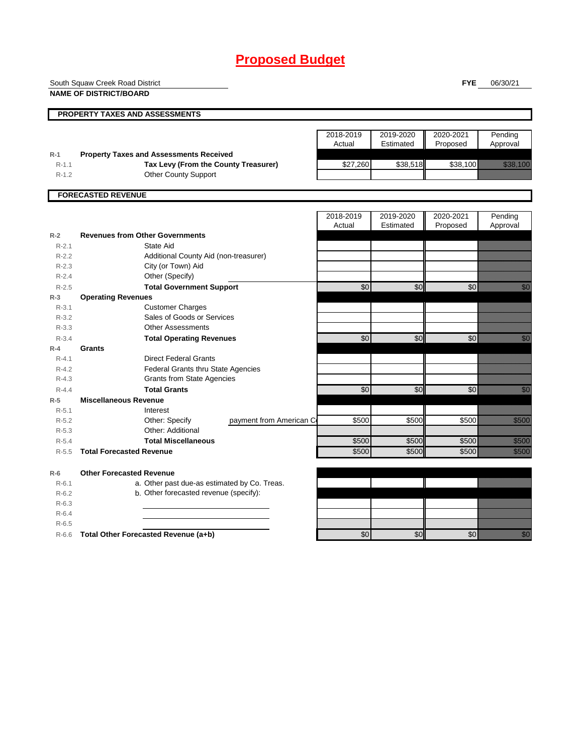# Proposed Budget

South Squaw Creek Road District
**NAME OF DISTRICT/BOARD**

**FYE** 06/30/21

## PROPERTY TAXES AND ASSESSMENTS

| | | 2018-2019 Actual | 2019-2020 Estimated | 2020-2021 Proposed | Pending Approval |
|---|---|---|---|---|---|
| R-1 | **Property Taxes and Assessments Received** | | | | |
| R-1.1 | **Tax Levy (From the County Treasurer)** | $27,260 | $38,518 | $38,100 | $38,100 |
| R-1.2 | Other County Support | | | | |

## FORECASTED REVENUE

| | | 2018-2019 Actual | 2019-2020 Estimated | 2020-2021 Proposed | Pending Approval |
|---|---|---|---|---|---|
| R-2 | **Revenues from Other Governments** | | | | |
| R-2.1 | State Aid | | | | |
| R-2.2 | Additional County Aid (non-treasurer) | | | | |
| R-2.3 | City (or Town) Aid | | | | |
| R-2.4 | Other (Specify) | | | | |
| R-2.5 | **Total Government Support** | $0 | $0 | $0 | $0 |
| R-3 | **Operating Revenues** | | | | |
| R-3.1 | Customer Charges | | | | |
| R-3.2 | Sales of Goods or Services | | | | |
| R-3.3 | Other Assessments | | | | |
| R-3.4 | **Total Operating Revenues** | $0 | $0 | $0 | $0 |
| R-4 | **Grants** | | | | |
| R-4.1 | Direct Federal Grants | | | | |
| R-4.2 | Federal Grants thru State Agencies | | | | |
| R-4.3 | Grants from State Agencies | | | | |
| R-4.4 | **Total Grants** | $0 | $0 | $0 | $0 |
| R-5 | **Miscellaneous Revenue** | | | | |
| R-5.1 | Interest | | | | |
| R-5.2 | Other: Specify payment from American C | $500 | $500 | $500 | $500 |
| R-5.3 | Other: Additional | | | | |
| R-5.4 | **Total Miscellaneous** | $500 | $500 | $500 | $500 |
| R-5.5 | **Total Forecasted Revenue** | $500 | $500 | $500 | $500 |
| R-6 | **Other Forecasted Revenue** | | | | |
| R-6.1 | a. Other past due-as estimated by Co. Treas. | | | | |
| R-6.2 | b. Other forecasted revenue (specify): | | | | |
| R-6.3 | | | | | |
| R-6.4 | | | | | |
| R-6.5 | | | | | |
| R-6.6 | **Total Other Forecasted Revenue (a+b)** | $0 | $0 | $0 | $0 |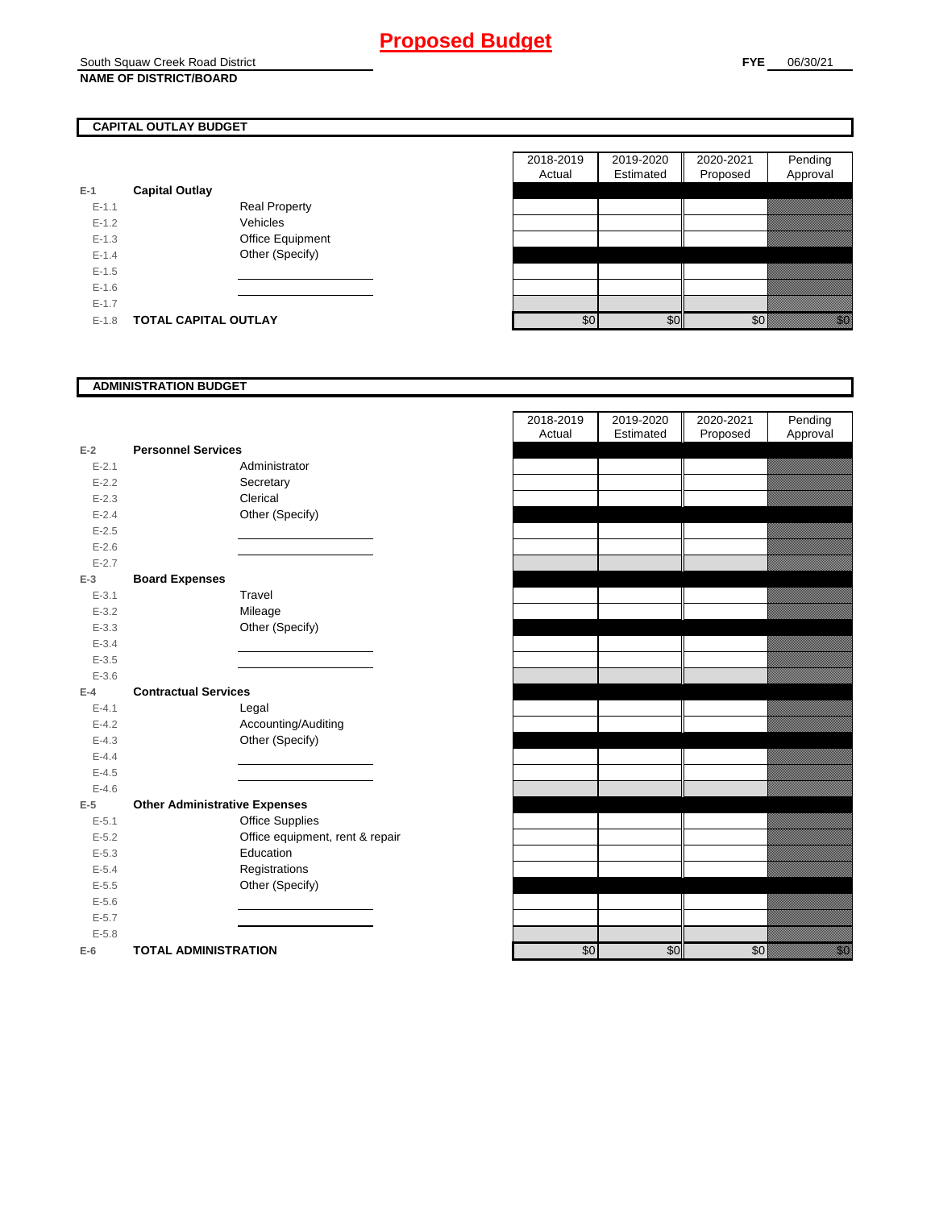# Proposed Budget

South Squaw Creek Road District
**NAME OF DISTRICT/BOARD**

**FYE** 06/30/21

## CAPITAL OUTLAY BUDGET

| | | | 2018-2019 Actual | 2019-2020 Estimated | 2020-2021 Proposed | Pending Approval |
|---|---|---|---|---|---|---|
| **E-1** | **Capital Outlay** | | | | | |
| E-1.1 | | Real Property | | | | |
| E-1.2 | | Vehicles | | | | |
| E-1.3 | | Office Equipment | | | | |
| E-1.4 | | Other (Specify) | | | | |
| E-1.5 | | | | | | |
| E-1.6 | | | | | | |
| E-1.7 | | | | | | |
| E-1.8 | **TOTAL CAPITAL OUTLAY** | | $0 | $0 | $0 | $0 |

## ADMINISTRATION BUDGET

| | | | 2018-2019 Actual | 2019-2020 Estimated | 2020-2021 Proposed | Pending Approval |
|---|---|---|---|---|---|---|
| **E-2** | **Personnel Services** | | | | | |
| E-2.1 | | Administrator | | | | |
| E-2.2 | | Secretary | | | | |
| E-2.3 | | Clerical | | | | |
| E-2.4 | | Other (Specify) | | | | |
| E-2.5 | | | | | | |
| E-2.6 | | | | | | |
| E-2.7 | | | | | | |
| **E-3** | **Board Expenses** | | | | | |
| E-3.1 | | Travel | | | | |
| E-3.2 | | Mileage | | | | |
| E-3.3 | | Other (Specify) | | | | |
| E-3.4 | | | | | | |
| E-3.5 | | | | | | |
| E-3.6 | | | | | | |
| **E-4** | **Contractual Services** | | | | | |
| E-4.1 | | Legal | | | | |
| E-4.2 | | Accounting/Auditing | | | | |
| E-4.3 | | Other (Specify) | | | | |
| E-4.4 | | | | | | |
| E-4.5 | | | | | | |
| E-4.6 | | | | | | |
| **E-5** | **Other Administrative Expenses** | | | | | |
| E-5.1 | | Office Supplies | | | | |
| E-5.2 | | Office equipment, rent & repair | | | | |
| E-5.3 | | Education | | | | |
| E-5.4 | | Registrations | | | | |
| E-5.5 | | Other (Specify) | | | | |
| E-5.6 | | | | | | |
| E-5.7 | | | | | | |
| E-5.8 | | | | | | |
| **E-6** | **TOTAL ADMINISTRATION** | | $0 | $0 | $0 | $0 |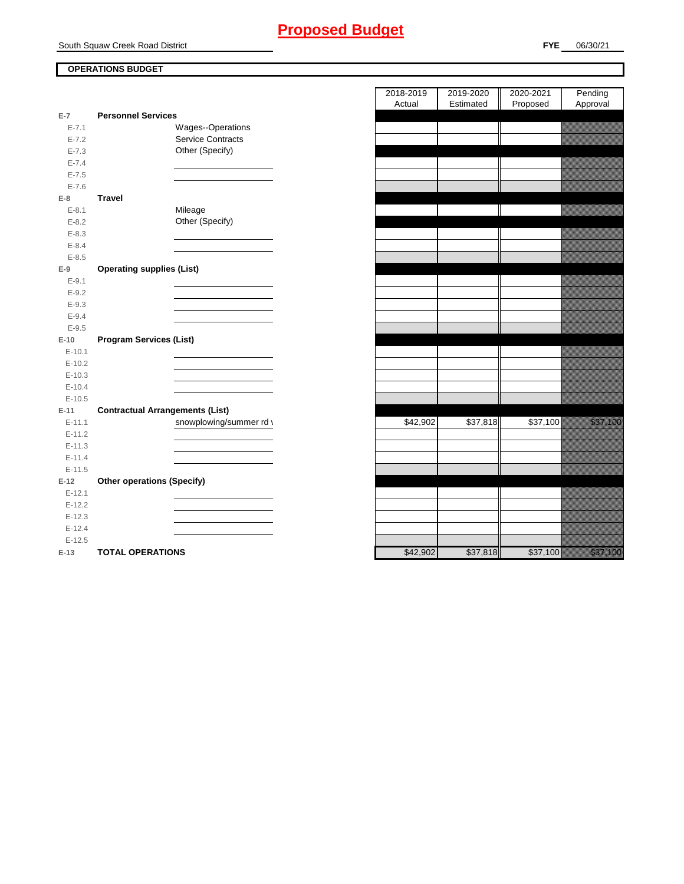# Proposed Budget

South Squaw Creek Road District

**FYE** 06/30/21

**OPERATIONS BUDGET**

| | | | 2018-2019 Actual | 2019-2020 Estimated | 2020-2021 Proposed | Pending Approval |
|---|---|---|---|---|---|---|
| **E-7** | **Personnel Services** | | | | | |
| E-7.1 | | Wages--Operations | | | | |
| E-7.2 | | Service Contracts | | | | |
| E-7.3 | | Other (Specify) | | | | |
| E-7.4 | | | | | | |
| E-7.5 | | | | | | |
| E-7.6 | | | | | | |
| **E-8** | **Travel** | | | | | |
| E-8.1 | | Mileage | | | | |
| E-8.2 | | Other (Specify) | | | | |
| E-8.3 | | | | | | |
| E-8.4 | | | | | | |
| E-8.5 | | | | | | |
| **E-9** | **Operating supplies (List)** | | | | | |
| E-9.1 | | | | | | |
| E-9.2 | | | | | | |
| E-9.3 | | | | | | |
| E-9.4 | | | | | | |
| E-9.5 | | | | | | |
| **E-10** | **Program Services (List)** | | | | | |
| E-10.1 | | | | | | |
| E-10.2 | | | | | | |
| E-10.3 | | | | | | |
| E-10.4 | | | | | | |
| E-10.5 | | | | | | |
| **E-11** | **Contractual Arrangements (List)** | | | | | |
| E-11.1 | | snowplowing/summer rd v | $42,902 | $37,818 | $37,100 | $37,100 |
| E-11.2 | | | | | | |
| E-11.3 | | | | | | |
| E-11.4 | | | | | | |
| E-11.5 | | | | | | |
| **E-12** | **Other operations (Specify)** | | | | | |
| E-12.1 | | | | | | |
| E-12.2 | | | | | | |
| E-12.3 | | | | | | |
| E-12.4 | | | | | | |
| E-12.5 | | | | | | |
| **E-13** | **TOTAL OPERATIONS** | | $42,902 | $37,818 | $37,100 | $37,100 |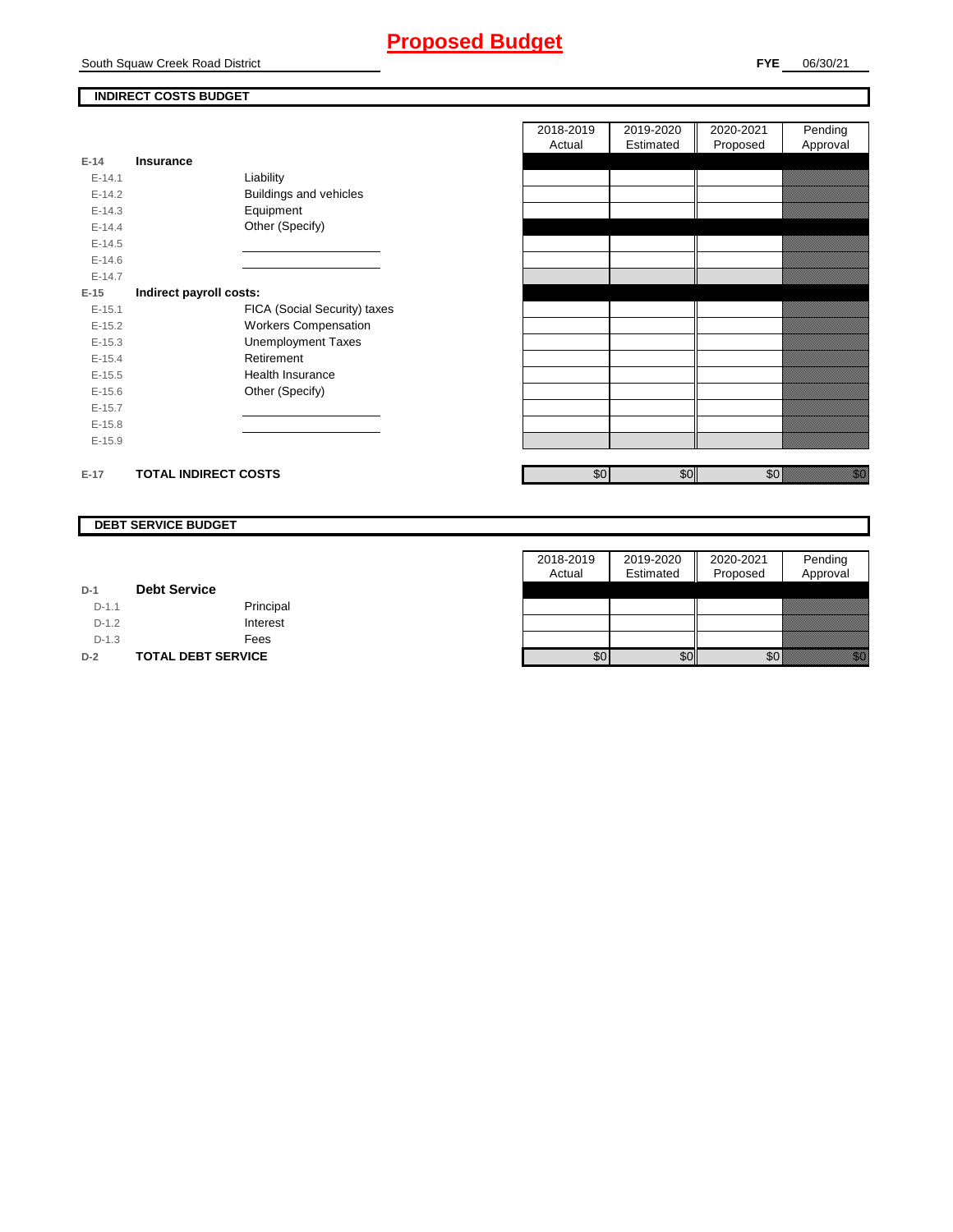# Proposed Budget

South Squaw Creek Road District

**FYE** 06/30/21

## INDIRECT COSTS BUDGET

| | | | 2018-2019 Actual | 2019-2020 Estimated | 2020-2021 Proposed | Pending Approval |
|---|---|---|---|---|---|---|
| E-14 | **Insurance** | | | | | |
| E-14.1 | | Liability | | | | |
| E-14.2 | | Buildings and vehicles | | | | |
| E-14.3 | | Equipment | | | | |
| E-14.4 | | Other (Specify) | | | | |
| E-14.5 | | | | | | |
| E-14.6 | | | | | | |
| E-14.7 | | | | | | |
| E-15 | **Indirect payroll costs:** | | | | | |
| E-15.1 | | FICA (Social Security) taxes | | | | |
| E-15.2 | | Workers Compensation | | | | |
| E-15.3 | | Unemployment Taxes | | | | |
| E-15.4 | | Retirement | | | | |
| E-15.5 | | Health Insurance | | | | |
| E-15.6 | | Other (Specify) | | | | |
| E-15.7 | | | | | | |
| E-15.8 | | | | | | |
| E-15.9 | | | | | | |
| E-17 | **TOTAL INDIRECT COSTS** | | $0 | $0 | $0 | $0 |

## DEBT SERVICE BUDGET

| | | | 2018-2019 Actual | 2019-2020 Estimated | 2020-2021 Proposed | Pending Approval |
|---|---|---|---|---|---|---|
| D-1 | **Debt Service** | | | | | |
| D-1.1 | | Principal | | | | |
| D-1.2 | | Interest | | | | |
| D-1.3 | | Fees | | | | |
| D-2 | **TOTAL DEBT SERVICE** | | $0 | $0 | $0 | $0 |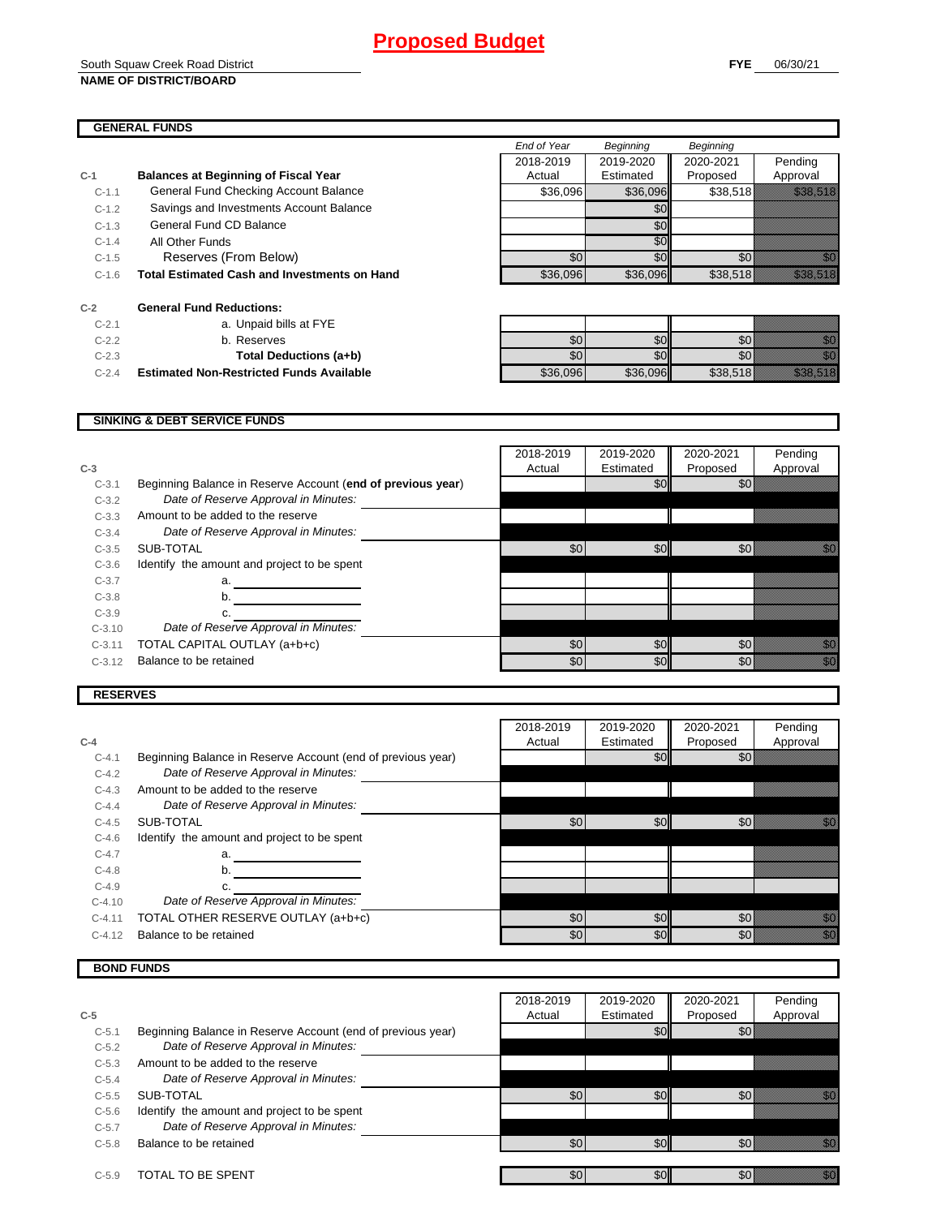# Proposed Budget

South Squaw Creek Road District

**NAME OF DISTRICT/BOARD**

**FYE** 06/30/21

## GENERAL FUNDS

| | | End of Year 2018-2019 Actual | Beginning 2019-2020 Estimated | Beginning 2020-2021 Proposed | Pending Approval |
|---|---|---|---|---|---|
| **C-1** | **Balances at Beginning of Fiscal Year** | | | | |
| C-1.1 | General Fund Checking Account Balance | $36,096 | $36,096 | $38,518 | $38,518 |
| C-1.2 | Savings and Investments Account Balance | | $0 | | |
| C-1.3 | General Fund CD Balance | | $0 | | |
| C-1.4 | All Other Funds | | $0 | | |
| C-1.5 | Reserves (From Below) | $0 | $0 | $0 | $0 |
| C-1.6 | **Total Estimated Cash and Investments on Hand** | $36,096 | $36,096 | $38,518 | $38,518 |
| **C-2** | **General Fund Reductions:** | | | | |
| C-2.1 | a. Unpaid bills at FYE | | | | |
| C-2.2 | b. Reserves | $0 | $0 | $0 | $0 |
| C-2.3 | **Total Deductions (a+b)** | $0 | $0 | $0 | $0 |
| C-2.4 | **Estimated Non-Restricted Funds Available** | $36,096 | $36,096 | $38,518 | $38,518 |

## SINKING & DEBT SERVICE FUNDS

| **C-3** | | 2018-2019 Actual | 2019-2020 Estimated | 2020-2021 Proposed | Pending Approval |
|---|---|---|---|---|---|
| C-3.1 | Beginning Balance in Reserve Account (**end of previous year**) | | $0 | $0 | |
| C-3.2 | *Date of Reserve Approval in Minutes:* | | | | |
| C-3.3 | Amount to be added to the reserve | | | | |
| C-3.4 | *Date of Reserve Approval in Minutes:* | | | | |
| C-3.5 | SUB-TOTAL | $0 | $0 | $0 | $0 |
| C-3.6 | Identify the amount and project to be spent | | | | |
| C-3.7 | a. | | | | |
| C-3.8 | b. | | | | |
| C-3.9 | c. | | | | |
| C-3.10 | *Date of Reserve Approval in Minutes:* | | | | |
| C-3.11 | TOTAL CAPITAL OUTLAY (a+b+c) | $0 | $0 | $0 | $0 |
| C-3.12 | Balance to be retained | $0 | $0 | $0 | $0 |

## RESERVES

| **C-4** | | 2018-2019 Actual | 2019-2020 Estimated | 2020-2021 Proposed | Pending Approval |
|---|---|---|---|---|---|
| C-4.1 | Beginning Balance in Reserve Account (end of previous year) | | $0 | $0 | |
| C-4.2 | *Date of Reserve Approval in Minutes:* | | | | |
| C-4.3 | Amount to be added to the reserve | | | | |
| C-4.4 | *Date of Reserve Approval in Minutes:* | | | | |
| C-4.5 | SUB-TOTAL | $0 | $0 | $0 | $0 |
| C-4.6 | Identify the amount and project to be spent | | | | |
| C-4.7 | a. | | | | |
| C-4.8 | b. | | | | |
| C-4.9 | c. | | | | |
| C-4.10 | *Date of Reserve Approval in Minutes:* | | | | |
| C-4.11 | TOTAL OTHER RESERVE OUTLAY (a+b+c) | $0 | $0 | $0 | $0 |
| C-4.12 | Balance to be retained | $0 | $0 | $0 | $0 |

## BOND FUNDS

| **C-5** | | 2018-2019 Actual | 2019-2020 Estimated | 2020-2021 Proposed | Pending Approval |
|---|---|---|---|---|---|
| C-5.1 | Beginning Balance in Reserve Account (end of previous year) | | $0 | $0 | |
| C-5.2 | *Date of Reserve Approval in Minutes:* | | | | |
| C-5.3 | Amount to be added to the reserve | | | | |
| C-5.4 | *Date of Reserve Approval in Minutes:* | | | | |
| C-5.5 | SUB-TOTAL | $0 | $0 | $0 | $0 |
| C-5.6 | Identify the amount and project to be spent | | | | |
| C-5.7 | *Date of Reserve Approval in Minutes:* | | | | |
| C-5.8 | Balance to be retained | $0 | $0 | $0 | $0 |
| C-5.9 | TOTAL TO BE SPENT | $0 | $0 | $0 | $0 |